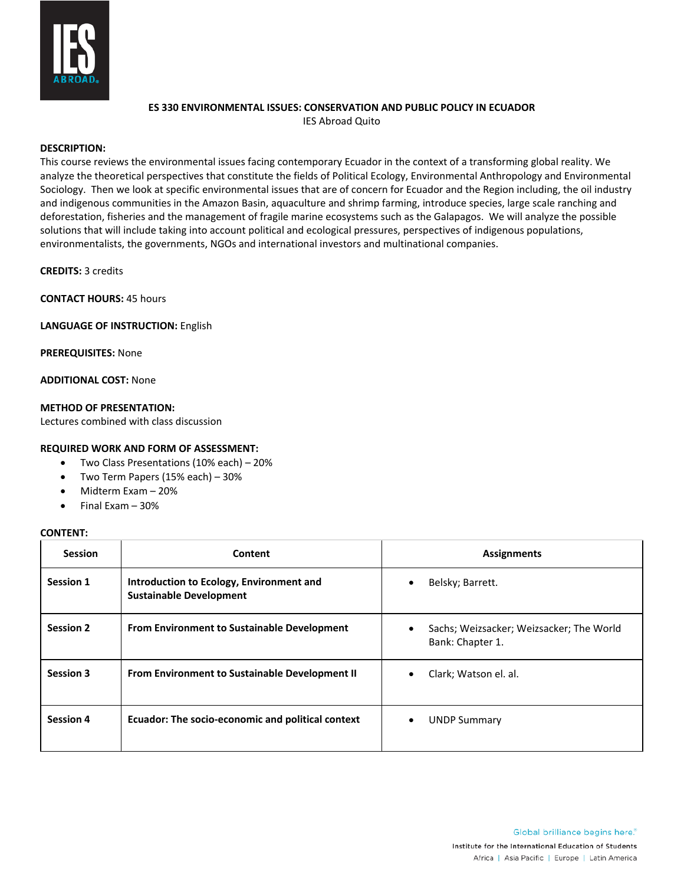# ES 330 ENVIRONMENTAL ISSUES: CONSERVATION AND PUBLIC POLICY IN ECUADOR

IES Abroad Quito

**DESCRIPTION:**
This course reviews the environmental issues facing contemporary Ecuador in the context of a transforming global reality. We analyze the theoretical perspectives that constitute the fields of Political Ecology, Environmental Anthropology and Environmental Sociology. Then we look at specific environmental issues that are of concern for Ecuador and the Region including, the oil industry and indigenous communities in the Amazon Basin, aquaculture and shrimp farming, introduce species, large scale ranching and deforestation, fisheries and the management of fragile marine ecosystems such as the Galapagos. We will analyze the possible solutions that will include taking into account political and ecological pressures, perspectives of indigenous populations, environmentalists, the governments, NGOs and international investors and multinational companies.

**CREDITS:** 3 credits

**CONTACT HOURS:** 45 hours

**LANGUAGE OF INSTRUCTION:** English

**PREREQUISITES:** None

**ADDITIONAL COST:** None

**METHOD OF PRESENTATION:**
Lectures combined with class discussion

**REQUIRED WORK AND FORM OF ASSESSMENT:**

- Two Class Presentations (10% each) – 20%
- Two Term Papers (15% each) – 30%
- Midterm Exam – 20%
- Final Exam – 30%

**CONTENT:**

| Session | Content | Assignments |
|---|---|---|
| **Session 1** | **Introduction to Ecology, Environment and Sustainable Development** | • Belsky; Barrett. |
| **Session 2** | **From Environment to Sustainable Development** | • Sachs; Weizsacker; Weizsacker; The World Bank: Chapter 1. |
| **Session 3** | **From Environment to Sustainable Development II** | • Clark; Watson el. al. |
| **Session 4** | **Ecuador: The socio-economic and political context** | • UNDP Summary |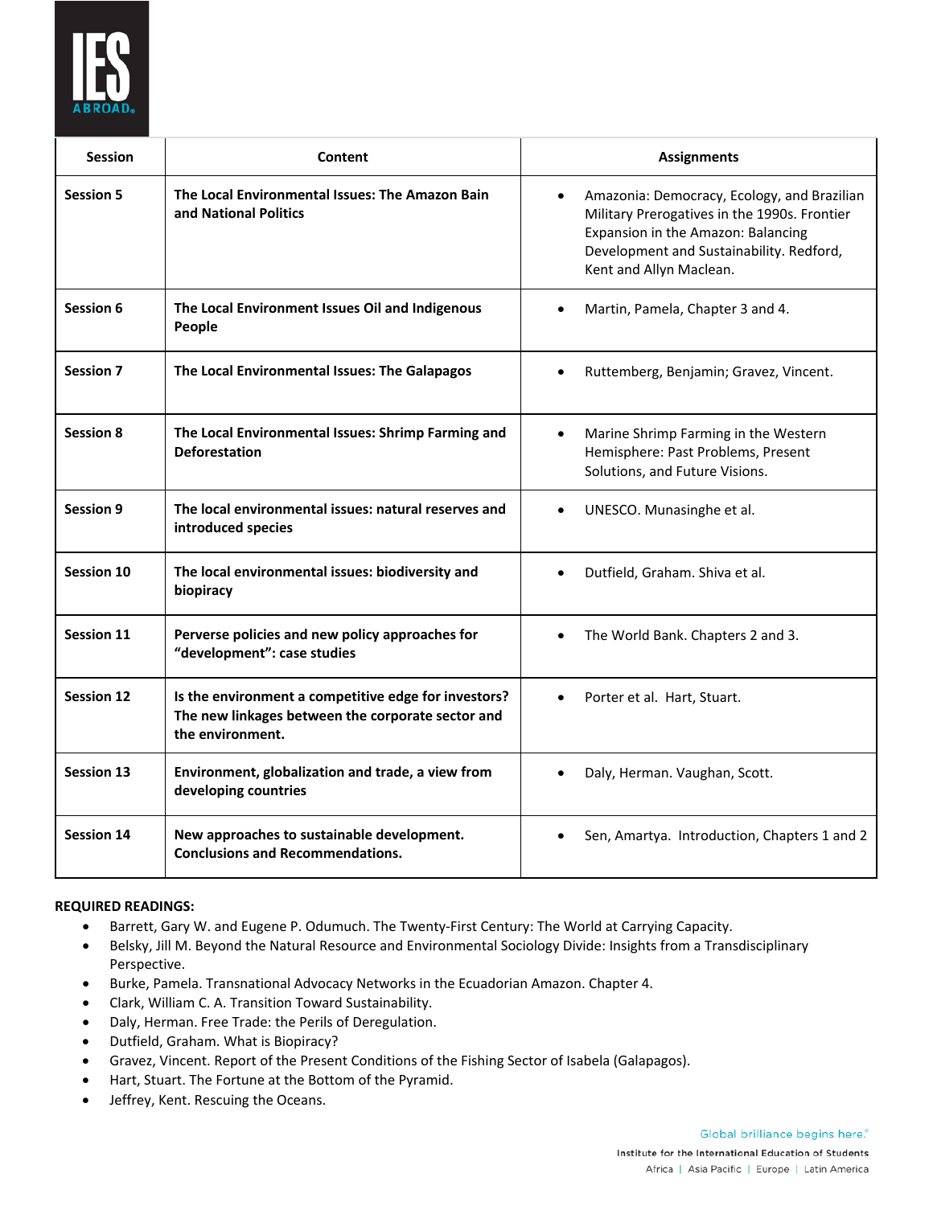| Session | Content | Assignments |
|---|---|---|
| **Session 5** | **The Local Environmental Issues: The Amazon Bain and National Politics** | • Amazonia: Democracy, Ecology, and Brazilian Military Prerogatives in the 1990s. Frontier Expansion in the Amazon: Balancing Development and Sustainability. Redford, Kent and Allyn Maclean. |
| **Session 6** | **The Local Environment Issues Oil and Indigenous People** | • Martin, Pamela, Chapter 3 and 4. |
| **Session 7** | **The Local Environmental Issues: The Galapagos** | • Ruttemberg, Benjamin; Gravez, Vincent. |
| **Session 8** | **The Local Environmental Issues: Shrimp Farming and Deforestation** | • Marine Shrimp Farming in the Western Hemisphere: Past Problems, Present Solutions, and Future Visions. |
| **Session 9** | **The local environmental issues: natural reserves and introduced species** | • UNESCO. Munasinghe et al. |
| **Session 10** | **The local environmental issues: biodiversity and biopiracy** | • Dutfield, Graham. Shiva et al. |
| **Session 11** | **Perverse policies and new policy approaches for "development": case studies** | • The World Bank. Chapters 2 and 3. |
| **Session 12** | **Is the environment a competitive edge for investors? The new linkages between the corporate sector and the environment.** | • Porter et al. Hart, Stuart. |
| **Session 13** | **Environment, globalization and trade, a view from developing countries** | • Daly, Herman. Vaughan, Scott. |
| **Session 14** | **New approaches to sustainable development. Conclusions and Recommendations.** | • Sen, Amartya. Introduction, Chapters 1 and 2 |

**REQUIRED READINGS:**

- Barrett, Gary W. and Eugene P. Odumuch. The Twenty-First Century: The World at Carrying Capacity.
- Belsky, Jill M. Beyond the Natural Resource and Environmental Sociology Divide: Insights from a Transdisciplinary Perspective.
- Burke, Pamela. Transnational Advocacy Networks in the Ecuadorian Amazon. Chapter 4.
- Clark, William C. A. Transition Toward Sustainability.
- Daly, Herman. Free Trade: the Perils of Deregulation.
- Dutfield, Graham. What is Biopiracy?
- Gravez, Vincent. Report of the Present Conditions of the Fishing Sector of Isabela (Galapagos).
- Hart, Stuart. The Fortune at the Bottom of the Pyramid.
- Jeffrey, Kent. Rescuing the Oceans.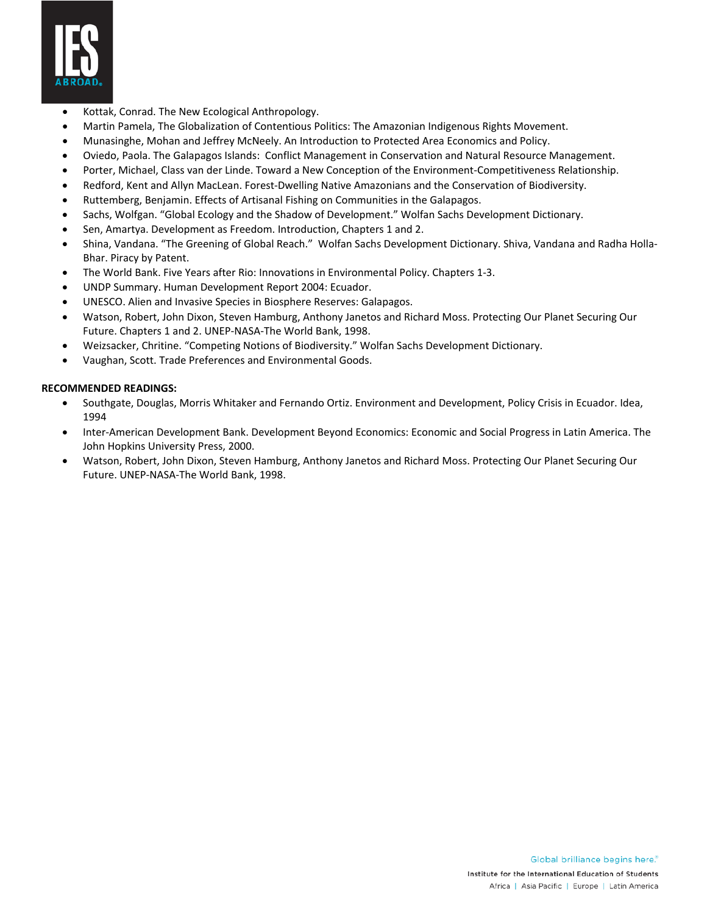- Kottak, Conrad. The New Ecological Anthropology.
- Martin Pamela, The Globalization of Contentious Politics: The Amazonian Indigenous Rights Movement.
- Munasinghe, Mohan and Jeffrey McNeely. An Introduction to Protected Area Economics and Policy.
- Oviedo, Paola. The Galapagos Islands: Conflict Management in Conservation and Natural Resource Management.
- Porter, Michael, Class van der Linde. Toward a New Conception of the Environment-Competitiveness Relationship.
- Redford, Kent and Allyn MacLean. Forest-Dwelling Native Amazonians and the Conservation of Biodiversity.
- Ruttemberg, Benjamin. Effects of Artisanal Fishing on Communities in the Galapagos.
- Sachs, Wolfgan. "Global Ecology and the Shadow of Development." Wolfan Sachs Development Dictionary.
- Sen, Amartya. Development as Freedom. Introduction, Chapters 1 and 2.
- Shina, Vandana. "The Greening of Global Reach." Wolfan Sachs Development Dictionary. Shiva, Vandana and Radha Holla-Bhar. Piracy by Patent.
- The World Bank. Five Years after Rio: Innovations in Environmental Policy. Chapters 1-3.
- UNDP Summary. Human Development Report 2004: Ecuador.
- UNESCO. Alien and Invasive Species in Biosphere Reserves: Galapagos.
- Watson, Robert, John Dixon, Steven Hamburg, Anthony Janetos and Richard Moss. Protecting Our Planet Securing Our Future. Chapters 1 and 2. UNEP-NASA-The World Bank, 1998.
- Weizsacker, Chritine. "Competing Notions of Biodiversity." Wolfan Sachs Development Dictionary.
- Vaughan, Scott. Trade Preferences and Environmental Goods.

**RECOMMENDED READINGS:**

- Southgate, Douglas, Morris Whitaker and Fernando Ortiz. Environment and Development, Policy Crisis in Ecuador. Idea, 1994
- Inter-American Development Bank. Development Beyond Economics: Economic and Social Progress in Latin America. The John Hopkins University Press, 2000.
- Watson, Robert, John Dixon, Steven Hamburg, Anthony Janetos and Richard Moss. Protecting Our Planet Securing Our Future. UNEP-NASA-The World Bank, 1998.